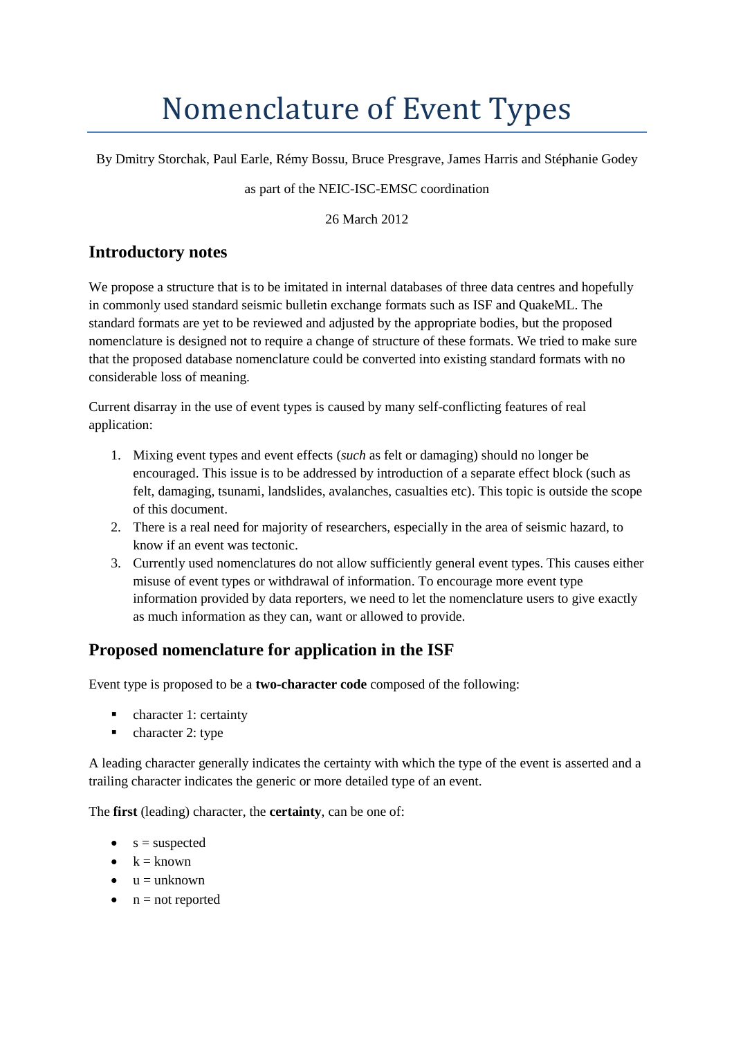# Nomenclature of Event Types

By Dmitry Storchak, Paul Earle, Rémy Bossu, Bruce Presgrave, James Harris and Stéphanie Godey

as part of the NEIC-ISC-EMSC coordination

26 March 2012

## Introductory notes

We propose a structure that is to be imitated in internal databases of three data centres and hopefully in commonly used standard seismic bulletin exchange formats such as ISF and QuakeML. The standard formats are yet to be reviewed and adjusted by the appropriate bodies, but the proposed nomenclature is designed not to require a change of structure of these formats. We tried to make sure that the proposed database nomenclature could be converted into existing standard formats with no considerable loss of meaning.

Current disarray in the use of event types is caused by many self-conflicting features of real application:

1. Mixing event types and event effects (*such* as felt or damaging) should no longer be encouraged. This issue is to be addressed by introduction of a separate effect block (such as felt, damaging, tsunami, landslides, avalanches, casualties etc). This topic is outside the scope of this document.
2. There is a real need for majority of researchers, especially in the area of seismic hazard, to know if an event was tectonic.
3. Currently used nomenclatures do not allow sufficiently general event types. This causes either misuse of event types or withdrawal of information. To encourage more event type information provided by data reporters, we need to let the nomenclature users to give exactly as much information as they can, want or allowed to provide.

## Proposed nomenclature for application in the ISF

Event type is proposed to be a **two-character code** composed of the following:

- character 1: certainty
- character 2: type

A leading character generally indicates the certainty with which the type of the event is asserted and a trailing character indicates the generic or more detailed type of an event.

The **first** (leading) character, the **certainty**, can be one of:

- s = suspected
- k = known
- u = unknown
- n = not reported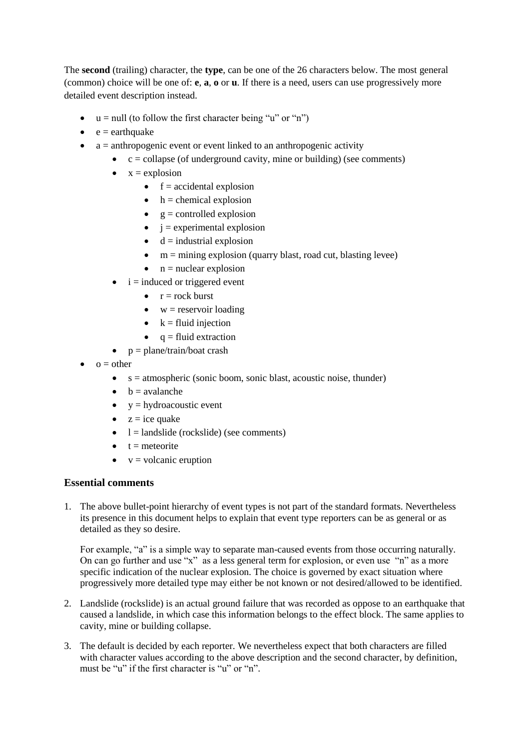The **second** (trailing) character, the **type**, can be one of the 26 characters below. The most general (common) choice will be one of: **e**, **a**, **o** or **u**. If there is a need, users can use progressively more detailed event description instead.

- u = null (to follow the first character being "u" or "n")
- e = earthquake
- a = anthropogenic event or event linked to an anthropogenic activity
  - c = collapse (of underground cavity, mine or building) (see comments)
  - x = explosion
    - f = accidental explosion
    - h = chemical explosion
    - g = controlled explosion
    - j = experimental explosion
    - d = industrial explosion
    - m = mining explosion (quarry blast, road cut, blasting levee)
    - n = nuclear explosion
  - i = induced or triggered event
    - r = rock burst
    - w = reservoir loading
    - k = fluid injection
    - q = fluid extraction
  - p = plane/train/boat crash
- o = other
  - s = atmospheric (sonic boom, sonic blast, acoustic noise, thunder)
  - b = avalanche
  - y = hydroacoustic event
  - z = ice quake
  - l = landslide (rockslide) (see comments)
  - t = meteorite
  - v = volcanic eruption

### Essential comments

1. The above bullet-point hierarchy of event types is not part of the standard formats. Nevertheless its presence in this document helps to explain that event type reporters can be as general or as detailed as they so desire.

   For example, "a" is a simple way to separate man-caused events from those occurring naturally. On can go further and use "x" as a less general term for explosion, or even use "n" as a more specific indication of the nuclear explosion. The choice is governed by exact situation where progressively more detailed type may either be not known or not desired/allowed to be identified.

2. Landslide (rockslide) is an actual ground failure that was recorded as oppose to an earthquake that caused a landslide, in which case this information belongs to the effect block. The same applies to cavity, mine or building collapse.

3. The default is decided by each reporter. We nevertheless expect that both characters are filled with character values according to the above description and the second character, by definition, must be "u" if the first character is "u" or "n".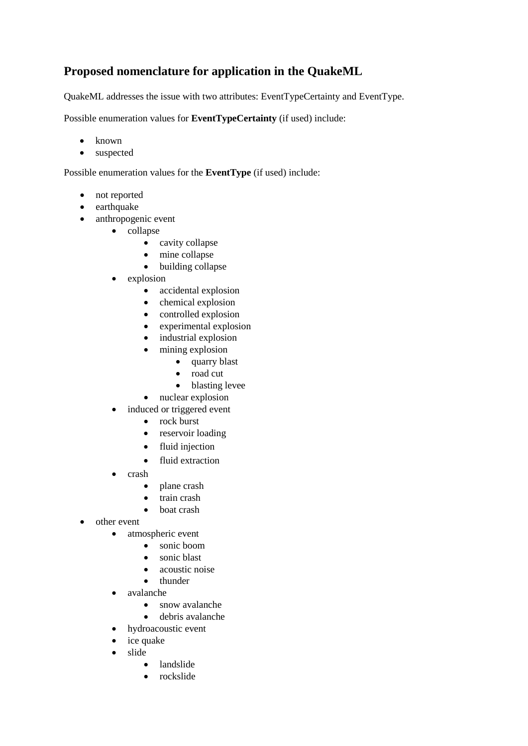## Proposed nomenclature for application in the QuakeML

QuakeML addresses the issue with two attributes: EventTypeCertainty and EventType.

Possible enumeration values for **EventTypeCertainty** (if used) include:

- known
- suspected

Possible enumeration values for the **EventType** (if used) include:

- not reported
- earthquake
- anthropogenic event
    - collapse
        - cavity collapse
        - mine collapse
        - building collapse
    - explosion
        - accidental explosion
        - chemical explosion
        - controlled explosion
        - experimental explosion
        - industrial explosion
        - mining explosion
            - quarry blast
            - road cut
            - blasting levee
        - nuclear explosion
    - induced or triggered event
        - rock burst
        - reservoir loading
        - fluid injection
        - fluid extraction
    - crash
        - plane crash
        - train crash
        - boat crash
- other event
    - atmospheric event
        - sonic boom
        - sonic blast
        - acoustic noise
        - thunder
    - avalanche
        - snow avalanche
        - debris avalanche
    - hydroacoustic event
    - ice quake
    - slide
        - landslide
        - rockslide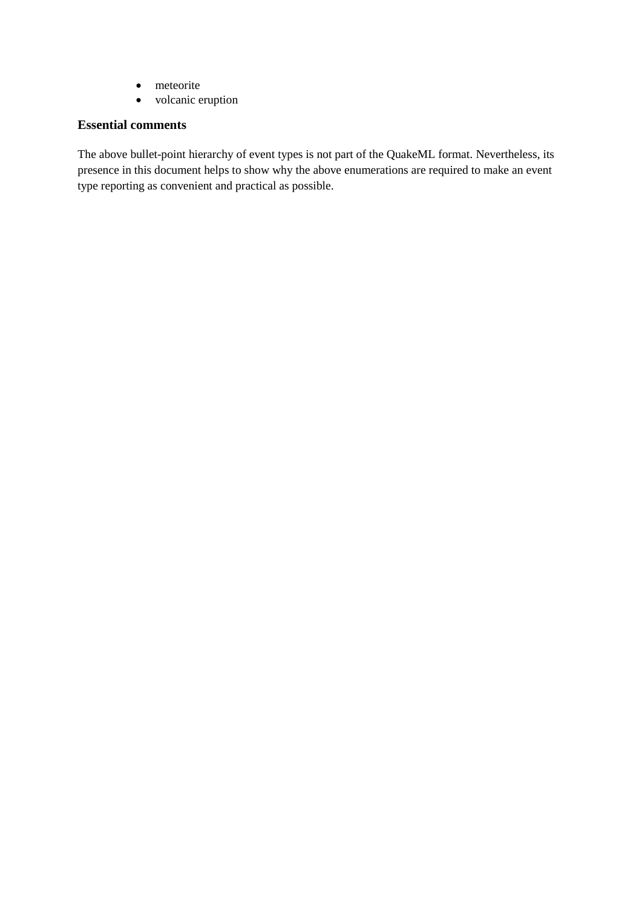- meteorite
- volcanic eruption

### Essential comments

The above bullet-point hierarchy of event types is not part of the QuakeML format. Nevertheless, its presence in this document helps to show why the above enumerations are required to make an event type reporting as convenient and practical as possible.